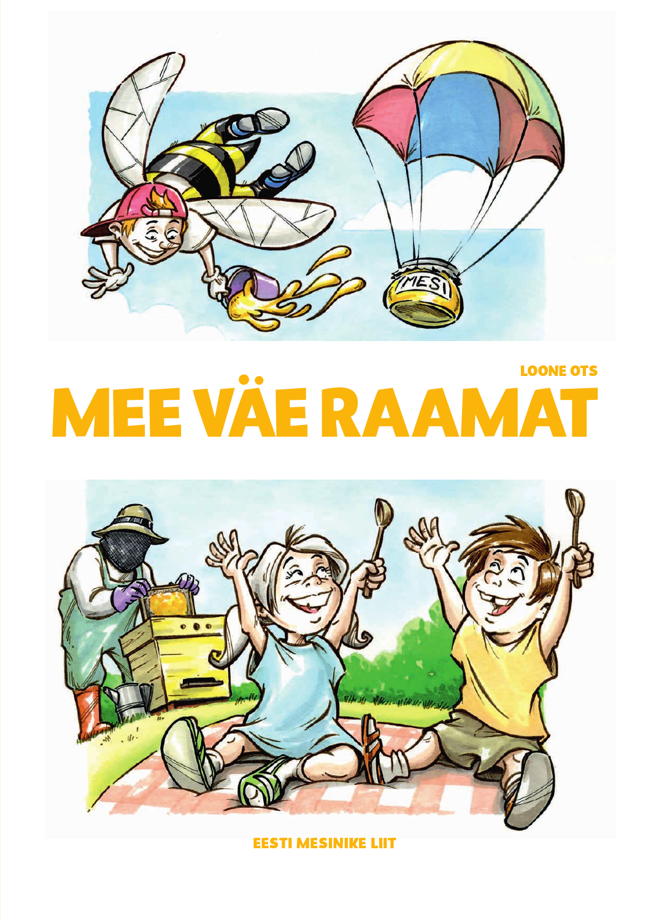LOONE OTS

# MEE VÄE RAAMAT

EESTI MESINIKE LIIT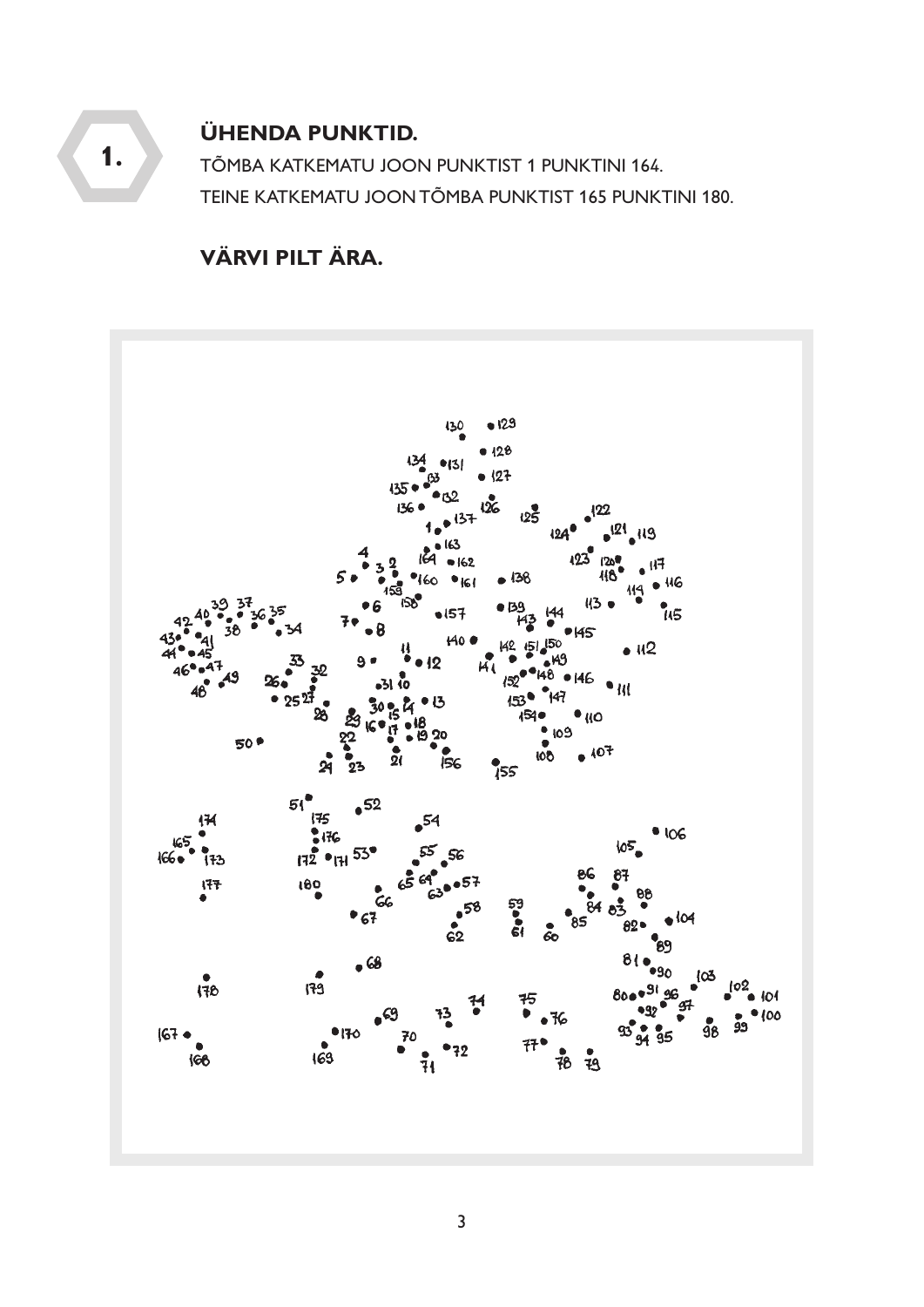## 1. ÜHENDA PUNKTID.

TÕMBA KATKEMATU JOON PUNKTIST 1 PUNKTINI 164.
TEINE KATKEMATU JOON TÕMBA PUNKTIST 165 PUNKTINI 180.

## VÄRVI PILT ÄRA.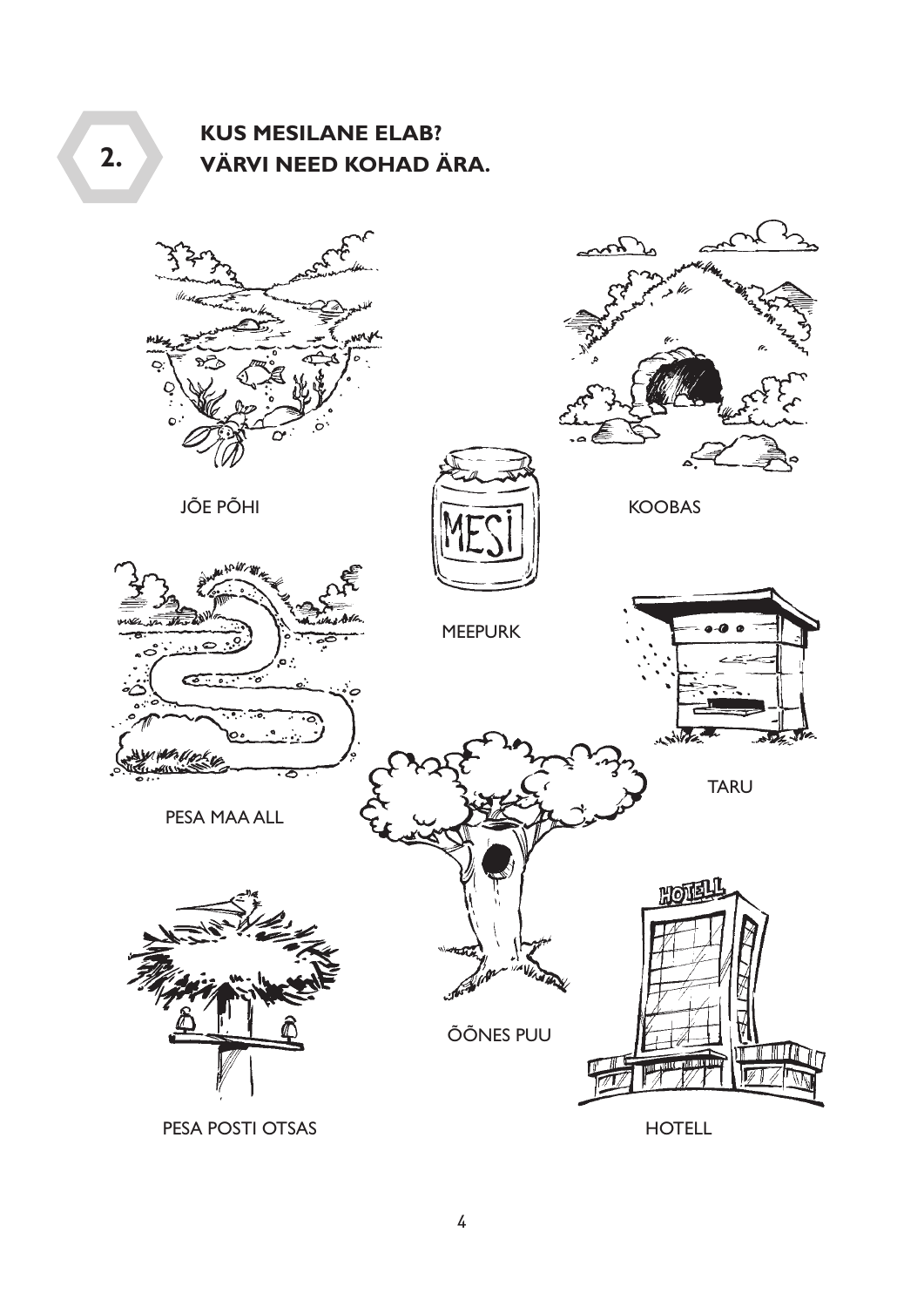## 2. KUS MESILANE ELAB? VÄRVI NEED KOHAD ÄRA.

JÕE PÕHI

MESI

MEEPURK

KOOBAS

PESA MAA ALL

TARU

ÕÕNES PUU

HOTELL

PESA POSTI OTSAS

HOTELL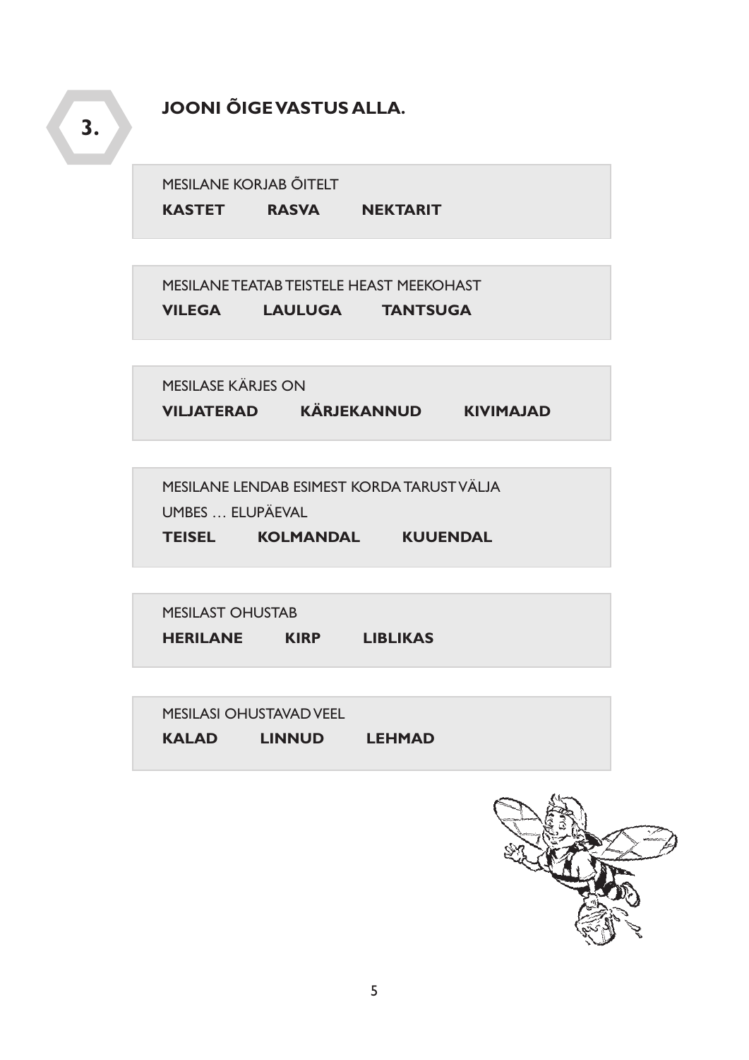## 3. JOONI ÕIGE VASTUS ALLA.

MESILANE KORJAB ÕITELT

**KASTET** **RASVA** **NEKTARIT**

MESILANE TEATAB TEISTELE HEAST MEEKOHAST

**VILEGA** **LAULUGA** **TANTSUGA**

MESILASE KÄRJES ON

**VILJATERAD** **KÄRJEKANNUD** **KIVIMAJAD**

MESILANE LENDAB ESIMEST KORDA TARUST VÄLJA UMBES … ELUPÄEVAL

**TEISEL** **KOLMANDAL** **KUUENDAL**

MESILAST OHUSTAB

**HERILANE** **KIRP** **LIBLIKAS**

MESILASI OHUSTAVAD VEEL

**KALAD** **LINNUD** **LEHMAD**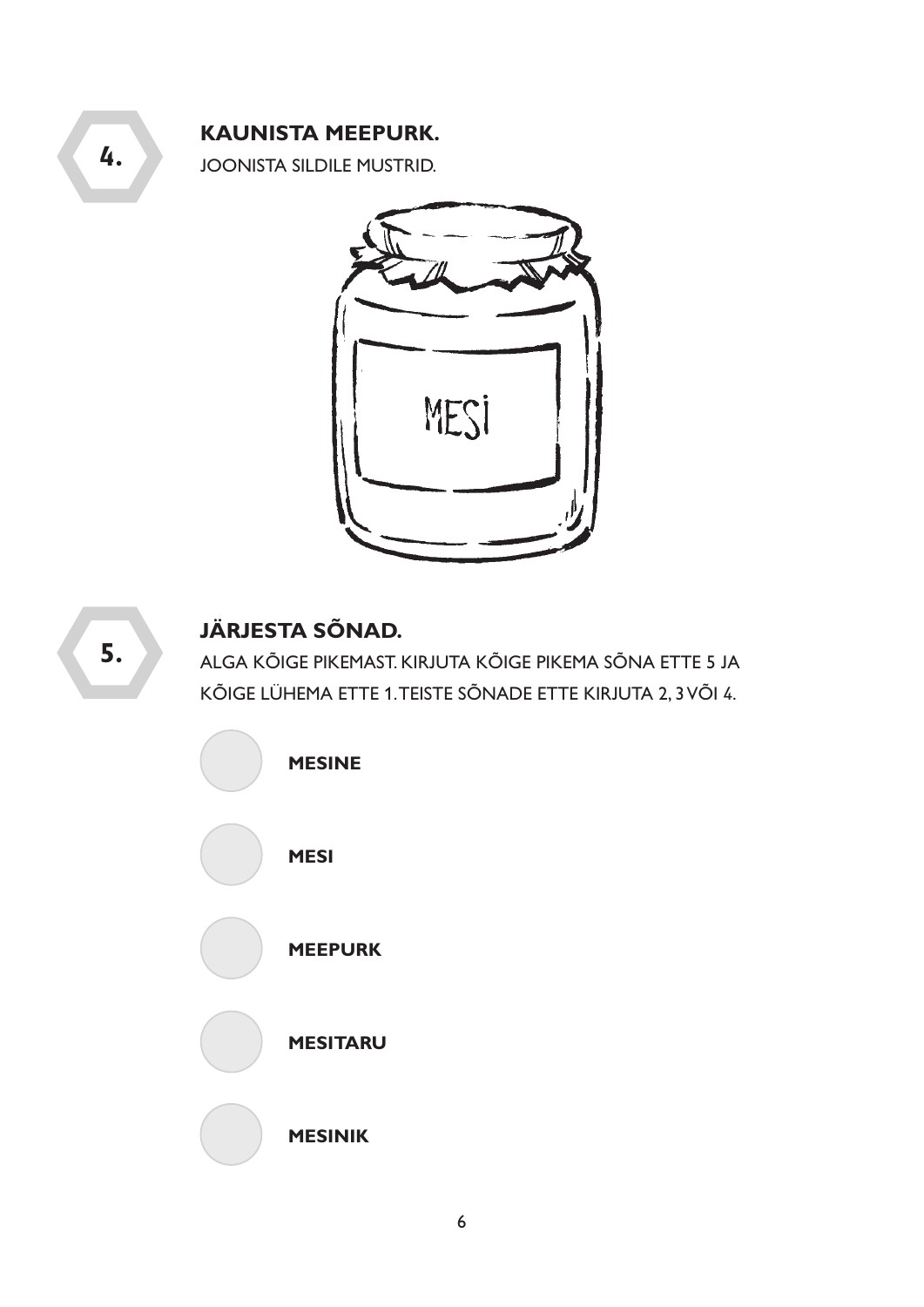## 4. KAUNISTA MEEPURK.

JOONISTA SILDILE MUSTRID.

## 5. JÄRJESTA SÕNAD.

ALGA KÕIGE PIKEMAST. KIRJUTA KÕIGE PIKEMA SÕNA ETTE 5 JA KÕIGE LÜHEMA ETTE 1. TEISTE SÕNADE ETTE KIRJUTA 2, 3 VÕI 4.

- ◯ **MESINE**
- ◯ **MESI**
- ◯ **MEEPURK**
- ◯ **MESITARU**
- ◯ **MESINIK**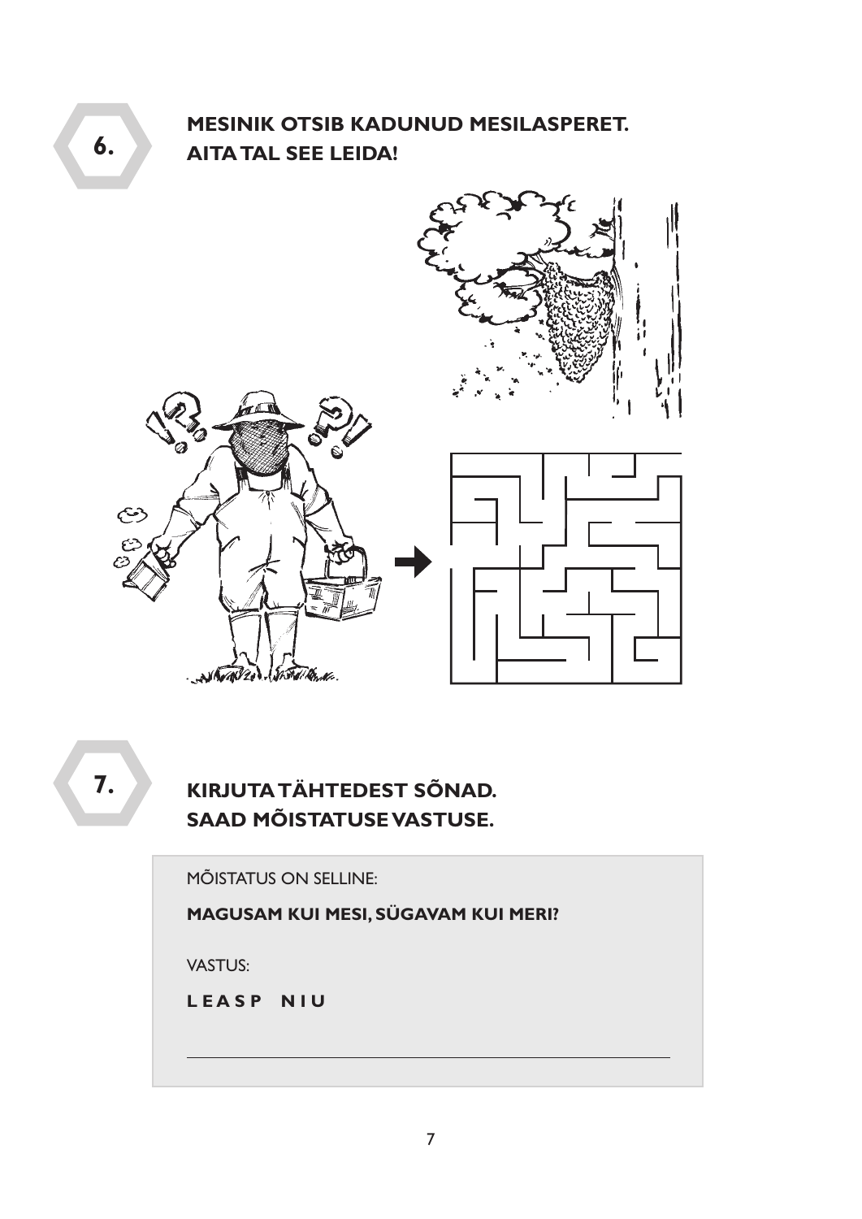## 6.

**MESINIK OTSIB KADUNUD MESILASPERET. AITA TAL SEE LEIDA!**

## 7.

**KIRJUTA TÄHTEDEST SÕNAD. SAAD MÕISTATUSE VASTUSE.**

MÕISTATUS ON SELLINE:

**MAGUSAM KUI MESI, SÜGAVAM KUI MERI?**

VASTUS:

**L E A S P   N I U**

\_\_\_\_\_\_\_\_\_\_\_\_\_\_\_\_\_\_\_\_\_\_\_\_\_\_\_\_\_\_\_\_\_\_\_\_\_\_\_\_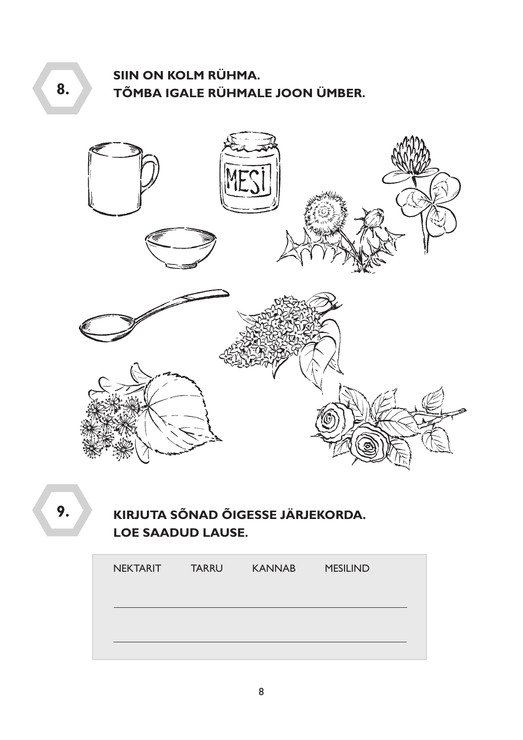**8.**

**SIIN ON KOLM RÜHMA.**
**TÕMBA IGALE RÜHMALE JOON ÜMBER.**

MESI

**9.**

**KIRJUTA SÕNAD ÕIGESSE JÄRJEKORDA.**
**LOE SAADUD LAUSE.**

NEKTARIT TARRU KANNAB MESILIND

______________________________________________

______________________________________________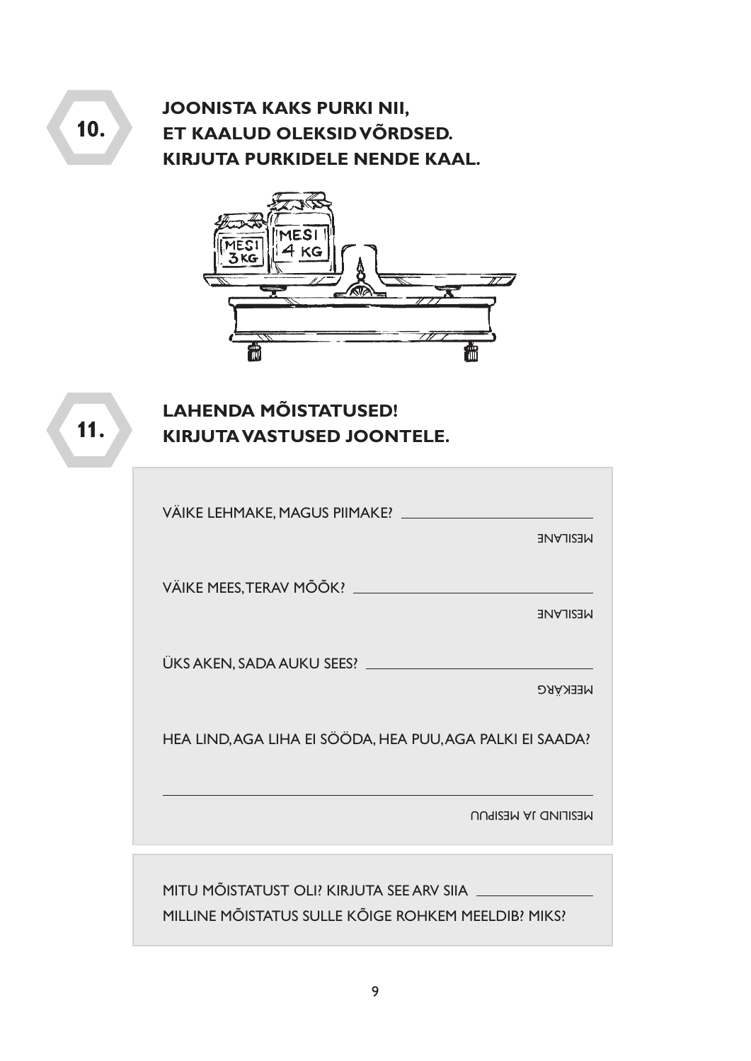## 10.

**JOONISTA KAKS PURKI NII, ET KAALUD OLEKSID VÕRDSED. KIRJUTA PURKIDELE NENDE KAAL.**

MESI 3 KG

MESI 4 KG

## 11.

**LAHENDA MÕISTATUSED! KIRJUTA VASTUSED JOONTELE.**

VÄIKE LEHMAKE, MAGUS PIIMAKE? ______________________

MESILANE

VÄIKE MEES, TERAV MÕÕK? ______________________

MESILANE

ÜKS AKEN, SADA AUKU SEES? ______________________

MEEKÄRG

HEA LIND, AGA LIHA EI SÖÖDA, HEA PUU, AGA PALKI EI SAADA?

______________________

MESILIND JA MESIPUU

MITU MÕISTATUST OLI? KIRJUTA SEE ARV SIIA ______________

MILLINE MÕISTATUS SULLE KÕIGE ROHKEM MEELDIB? MIKS?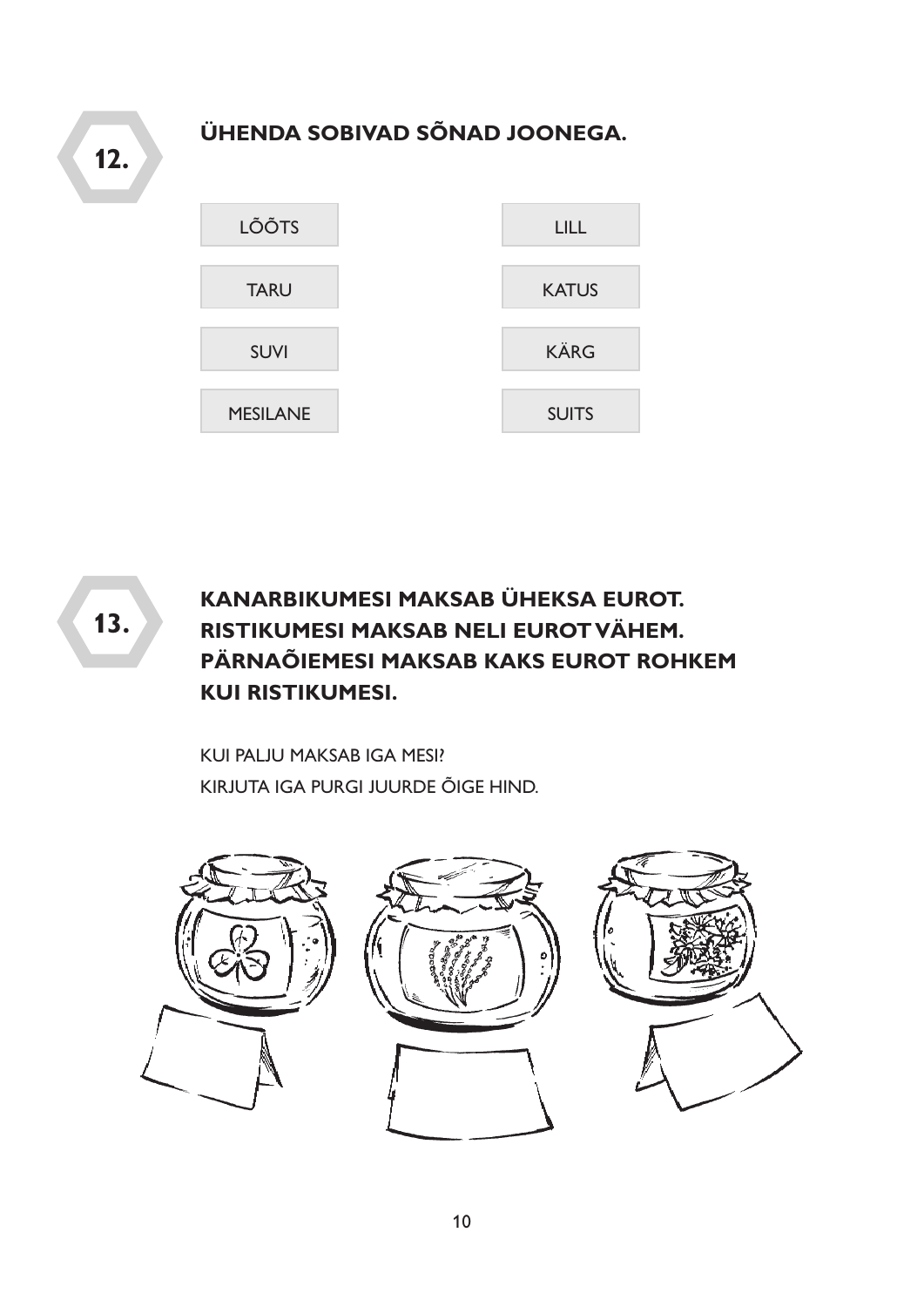## 12.

**ÜHENDA SOBIVAD SÕNAD JOONEGA.**

| | |
|---|---|
| LÕÕTS | LILL |
| TARU | KATUS |
| SUVI | KÄRG |
| MESILANE | SUITS |

## 13.

**KANARBIKUMESI MAKSAB ÜHEKSA EUROT.**
**RISTIKUMESI MAKSAB NELI EUROT VÄHEM.**
**PÄRNAÕIEMESI MAKSAB KAKS EUROT ROHKEM KUI RISTIKUMESI.**

KUI PALJU MAKSAB IGA MESI?
KIRJUTA IGA PURGI JUURDE ÕIGE HIND.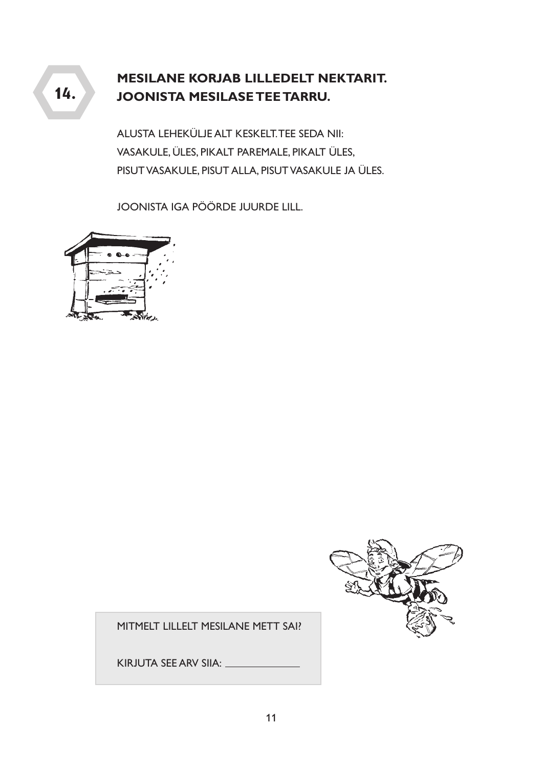## 14. MESILANE KORJAB LILLEDELT NEKTARIT. JOONISTA MESILASE TEE TARRU.

ALUSTA LEHEKÜLJE ALT KESKELT. TEE SEDA NII:
VASAKULE, ÜLES, PIKALT PAREMALE, PIKALT ÜLES,
PISUT VASAKULE, PISUT ALLA, PISUT VASAKULE JA ÜLES.

JOONISTA IGA PÖÖRDE JUURDE LILL.

MITMELT LILLELT MESILANE METT SAI?

KIRJUTA SEE ARV SIIA: ______________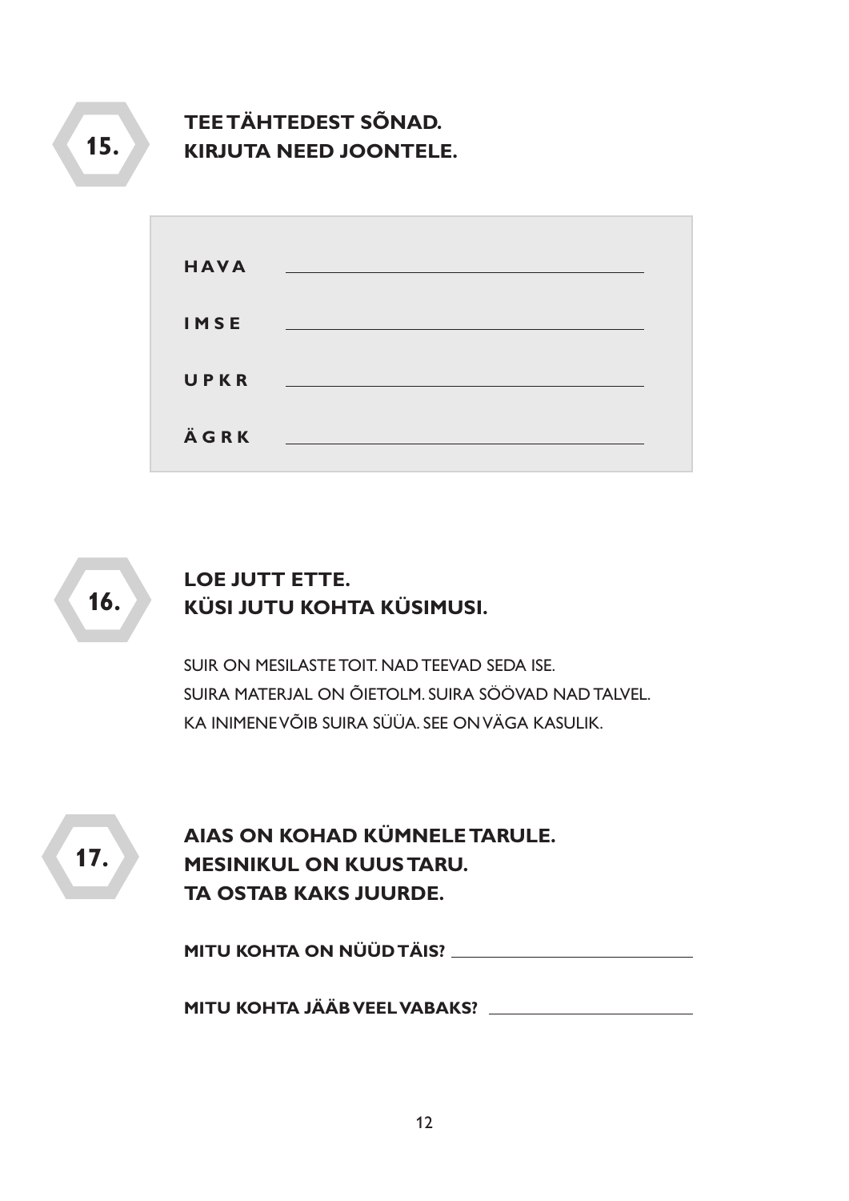## 15.

**TEE TÄHTEDEST SÕNAD.**
**KIRJUTA NEED JOONTELE.**

| | |
|---|---|
| **H A V A** | ______________________ |
| **I M S E** | ______________________ |
| **U P K R** | ______________________ |
| **Ä G R K** | ______________________ |

## 16.

**LOE JUTT ETTE.**
**KÜSI JUTU KOHTA KÜSIMUSI.**

SUIR ON MESILASTE TOIT. NAD TEEVAD SEDA ISE.
SUIRA MATERJAL ON ÕIETOLM. SUIRA SÖÖVAD NAD TALVEL.
KA INIMENE VÕIB SUIRA SÜÜA. SEE ON VÄGA KASULIK.

## 17.

**AIAS ON KOHAD KÜMNELE TARULE.**
**MESINIKUL ON KUUS TARU.**
**TA OSTAB KAKS JUURDE.**

**MITU KOHTA ON NÜÜD TÄIS?** ______________________

**MITU KOHTA JÄÄB VEEL VABAKS?** ______________________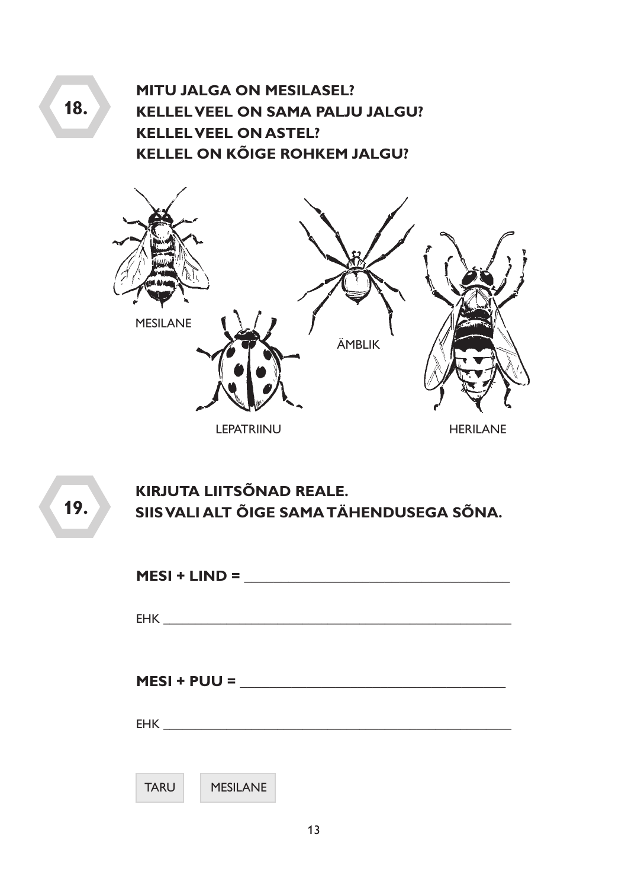## 18.

**MITU JALGA ON MESILASEL?**
**KELLEL VEEL ON SAMA PALJU JALGU?**
**KELLEL VEEL ON ASTEL?**
**KELLEL ON KÕIGE ROHKEM JALGU?**

MESILANE

LEPATRIINU

ÄMBLIK

HERILANE

## 19.

**KIRJUTA LIITSÕNAD REALE.**
**SIIS VALI ALT ÕIGE SAMA TÄHENDUSEGA SÕNA.**

**MESI + LIND =** ___________________________________

EHK ___________________________________________

**MESI + PUU =** ___________________________________

EHK ___________________________________________

TARU    MESILANE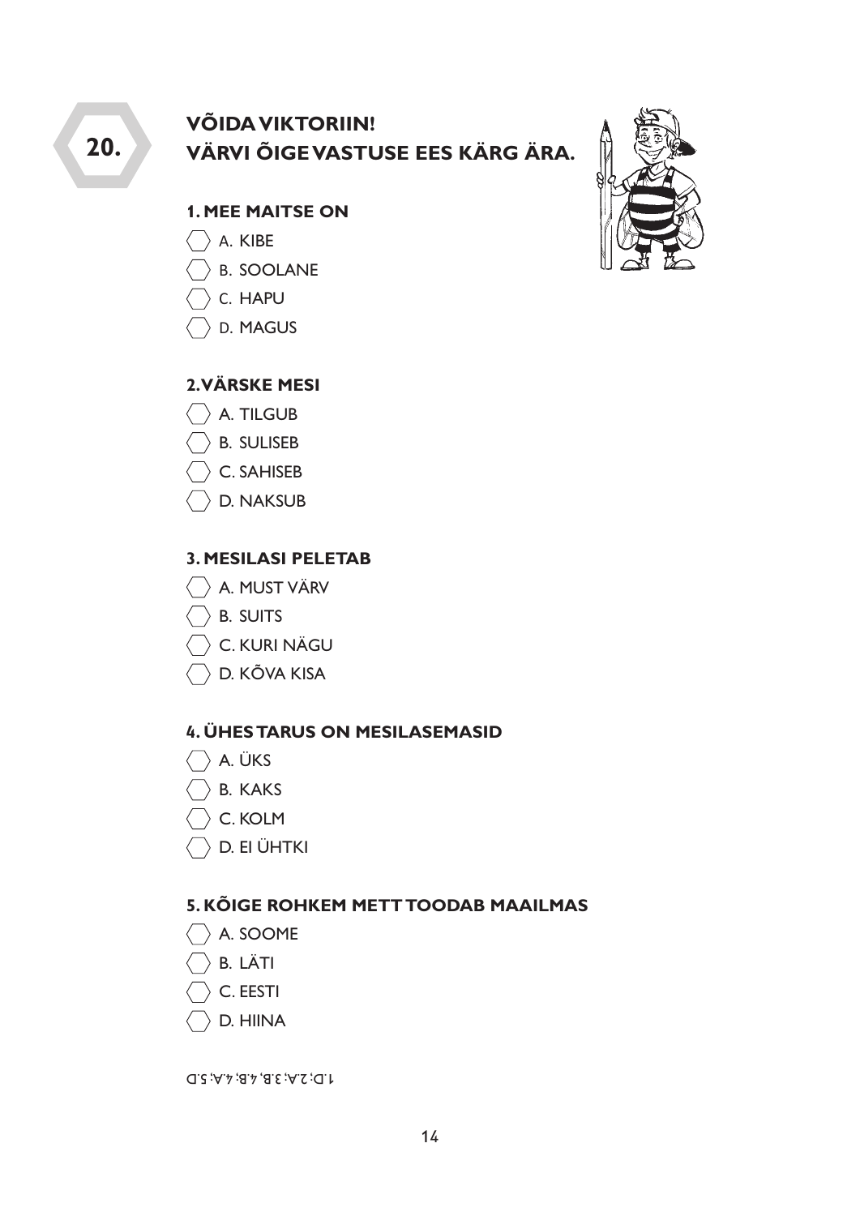## 20.

## VÕIDA VIKTORIIN!
## VÄRVI ÕIGE VASTUSE EES KÄRG ÄRA.

### 1. MEE MAITSE ON

- A. KIBE
- B. SOOLANE
- C. HAPU
- D. MAGUS

### 2. VÄRSKE MESI

- A. TILGUB
- B. SULISEB
- C. SAHISEB
- D. NAKSUB

### 3. MESILASI PELETAB

- A. MUST VÄRV
- B. SUITS
- C. KURI NÄGU
- D. KÕVA KISA

### 4. ÜHES TARUS ON MESILASEMASID

- A. ÜKS
- B. KAKS
- C. KOLM
- D. EI ÜHTKI

### 5. KÕIGE ROHKEM METT TOODAB MAAILMAS

- A. SOOME
- B. LÄTI
- C. EESTI
- D. HIINA

1.D; 2.A; 3.B, 4.B; 4.A; 5.D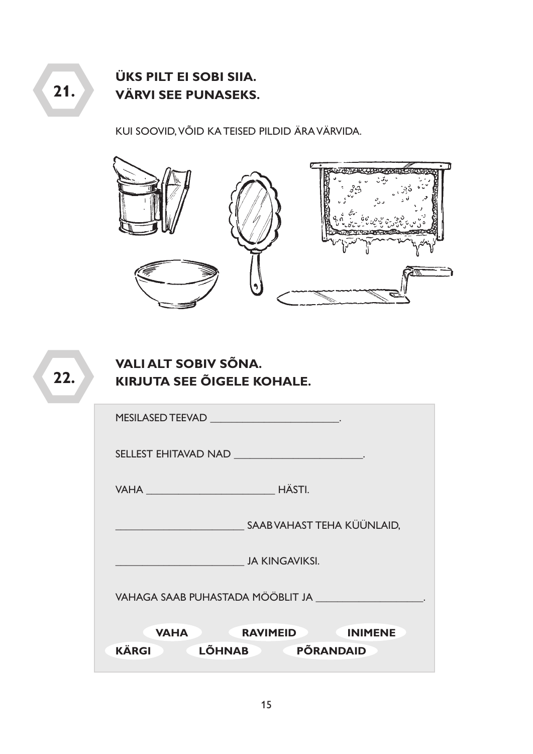## 21. ÜKS PILT EI SOBI SIIA. VÄRVI SEE PUNASEKS.

KUI SOOVID, VÕID KA TEISED PILDID ÄRA VÄRVIDA.

## 22. VALI ALT SOBIV SÕNA. KIRJUTA SEE ÕIGELE KOHALE.

MESILASED TEEVAD ______________________.

SELLEST EHITAVAD NAD ______________________.

VAHA ______________________ HÄSTI.

______________________ SAAB VAHAST TEHA KÜÜNLAID,

______________________ JA KINGAVIKSI.

VAHAGA SAAB PUHASTADA MÖÖBLIT JA ____________________.

**VAHA** **RAVIMEID** **INIMENE**
**KÄRGI** **LÕHNAB** **PÕRANDAID**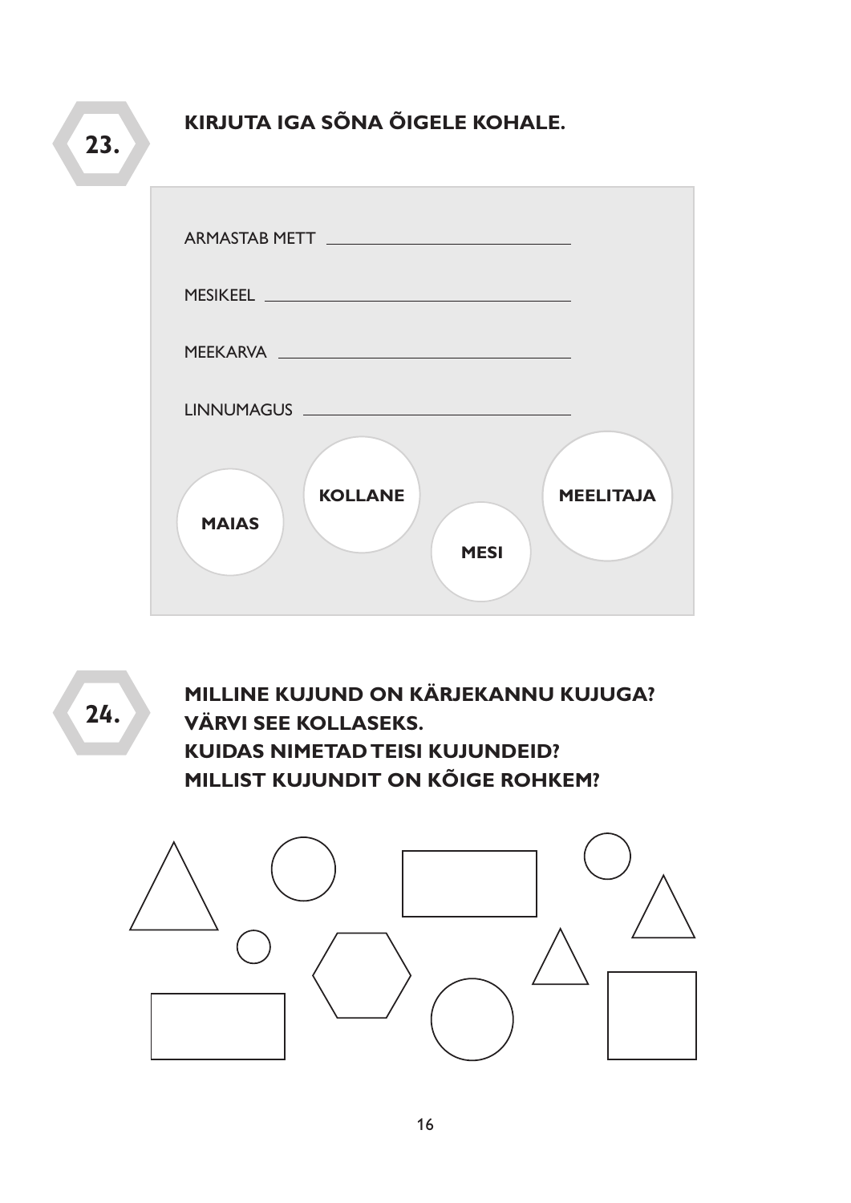## 23. KIRJUTA IGA SÕNA ÕIGELE KOHALE.

ARMASTAB METT ______________________________

MESIKEEL ______________________________

MEEKARVA ______________________________

LINNUMAGUS ______________________________

**MAIAS** **KOLLANE** **MESI** **MEELITAJA**

## 24. MILLINE KUJUND ON KÄRJEKANNU KUJUGA? VÄRVI SEE KOLLASEKS. KUIDAS NIMETAD TEISI KUJUNDEID? MILLIST KUJUNDIT ON KÕIGE ROHKEM?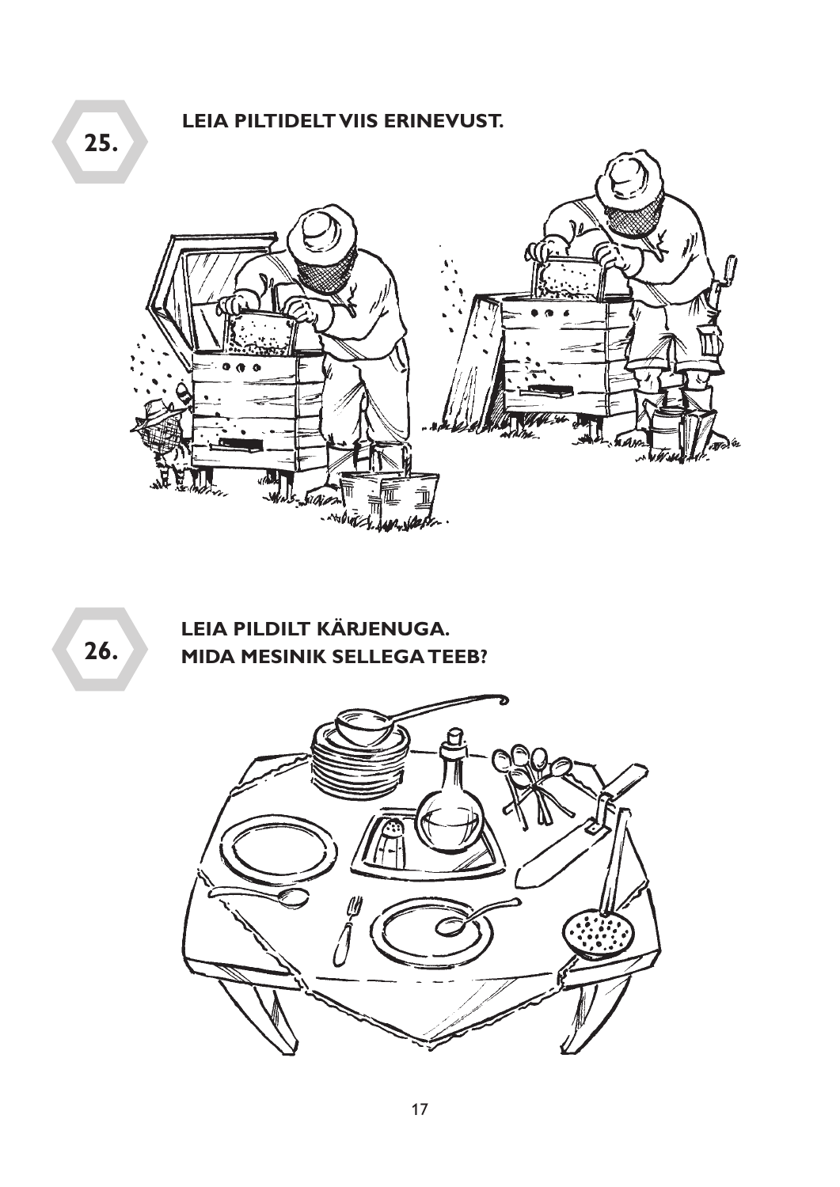## 25.

**LEIA PILTIDELT VIIS ERINEVUST.**

## 26.

**LEIA PILDILT KÄRJENUGA. MIDA MESINIK SELLEGA TEEB?**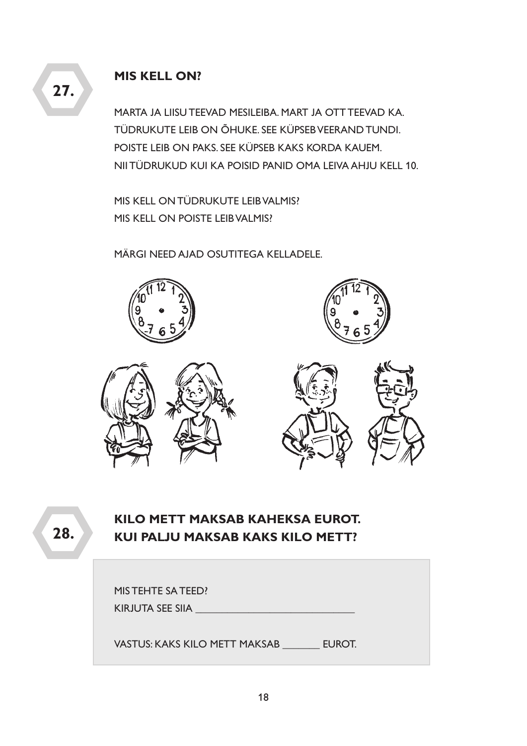## 27. MIS KELL ON?

MARTA JA LIISU TEEVAD MESILEIBA. MART JA OTT TEEVAD KA.
TÜDRUKUTE LEIB ON ÕHUKE. SEE KÜPSEB VEERAND TUNDI.
POISTE LEIB ON PAKS. SEE KÜPSEB KAKS KORDA KAUEM.
NII TÜDRUKUD KUI KA POISID PANID OMA LEIVA AHJU KELL 10.

MIS KELL ON TÜDRUKUTE LEIB VALMIS?
MIS KELL ON POISTE LEIB VALMIS?

MÄRGI NEED AJAD OSUTITEGA KELLADELE.

## 28. KILO METT MAKSAB KAHEKSA EUROT. KUI PALJU MAKSAB KAKS KILO METT?

MIS TEHTE SA TEED?
KIRJUTA SEE SIIA ______________________________

VASTUS: KAKS KILO METT MAKSAB _______ EUROT.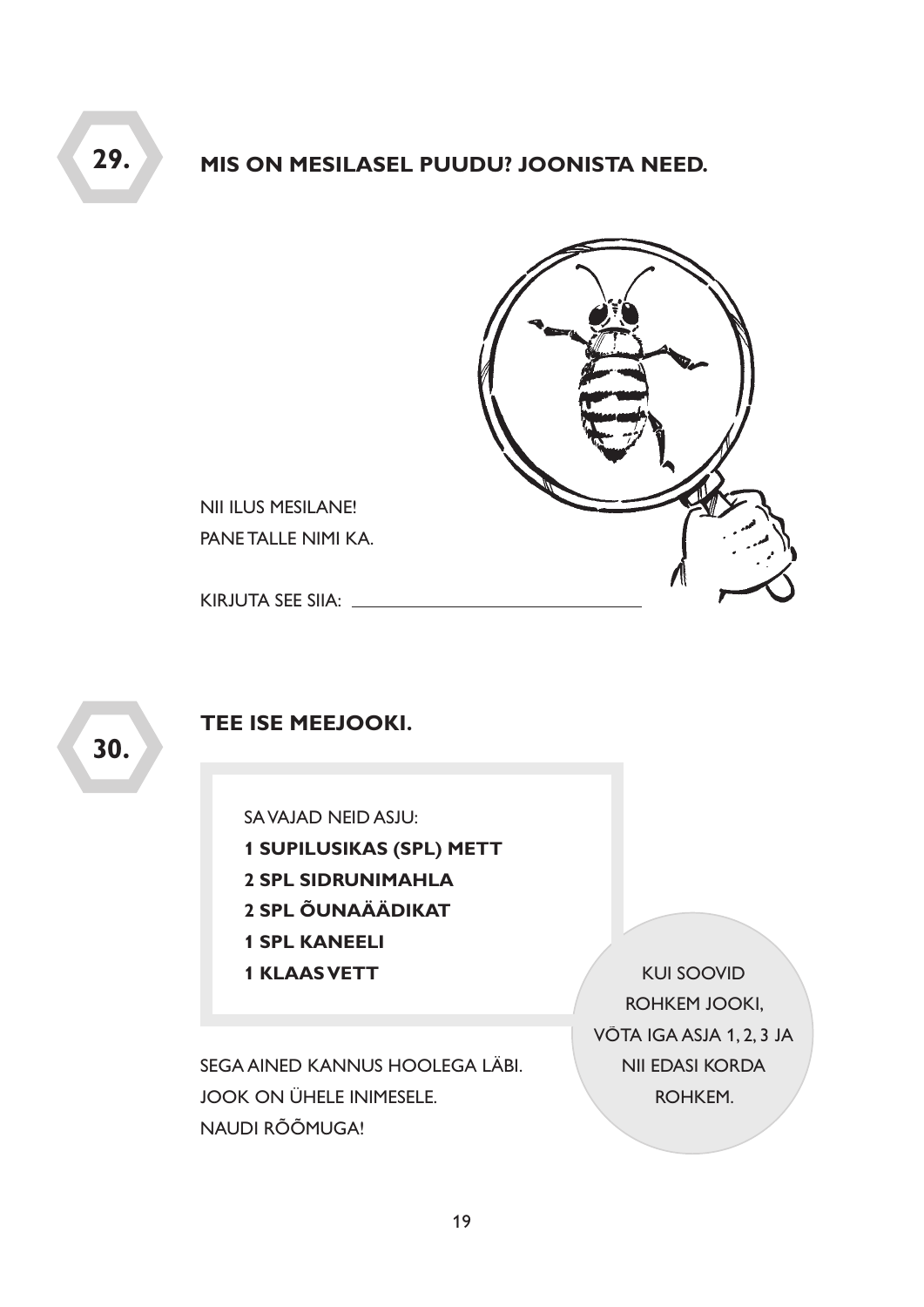## 29. MIS ON MESILASEL PUUDU? JOONISTA NEED.

NII ILUS MESILANE!
PANE TALLE NIMI KA.

KIRJUTA SEE SIIA: ______________________________

## 30. TEE ISE MEEJOOKI.

SA VAJAD NEID ASJU:

**1 SUPILUSIKAS (SPL) METT**
**2 SPL SIDRUNIMAHLA**
**2 SPL ÕUNAÄÄDIKAT**
**1 SPL KANEELI**
**1 KLAAS VETT**

KUI SOOVID ROHKEM JOOKI, VÕTA IGA ASJA 1, 2, 3 JA NII EDASI KORDA ROHKEM.

SEGA AINED KANNUS HOOLEGA LÄBI.
JOOK ON ÜHELE INIMESELE.
NAUDI RÕÕMUGA!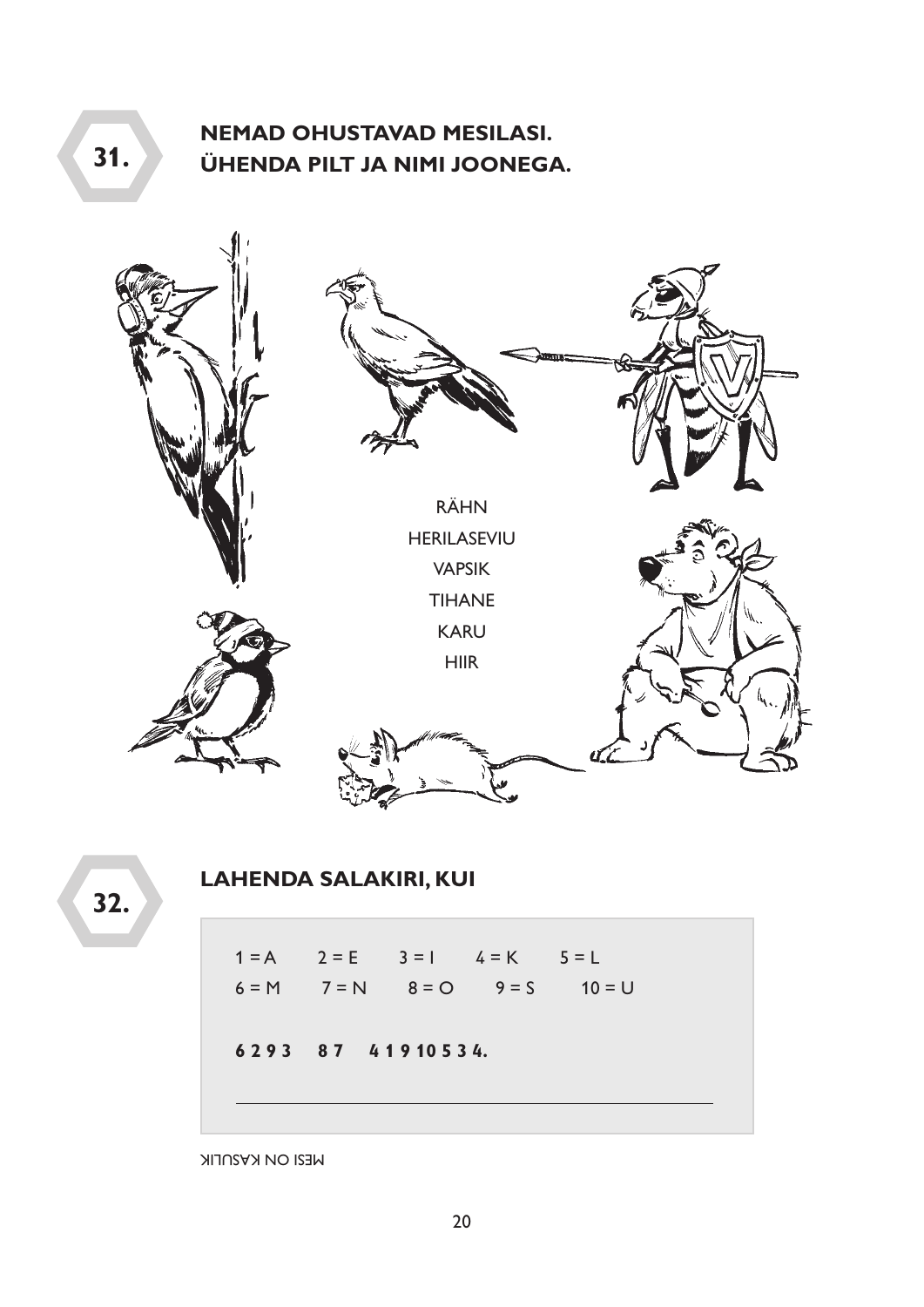## 31.

**NEMAD OHUSTAVAD MESILASI. ÜHENDA PILT JA NIMI JOONEGA.**

RÄHN
HERILASEVIU
VAPSIK
TIHANE
KARU
HIIR

## 32.

**LAHENDA SALAKIRI, KUI**

1 = A 2 = E 3 = I 4 = K 5 = L
6 = M 7 = N 8 = O 9 = S 10 = U

**6 2 9 3 8 7 4 1 9 10 5 3 4.**

______________________________________________

MESI ON KASULIK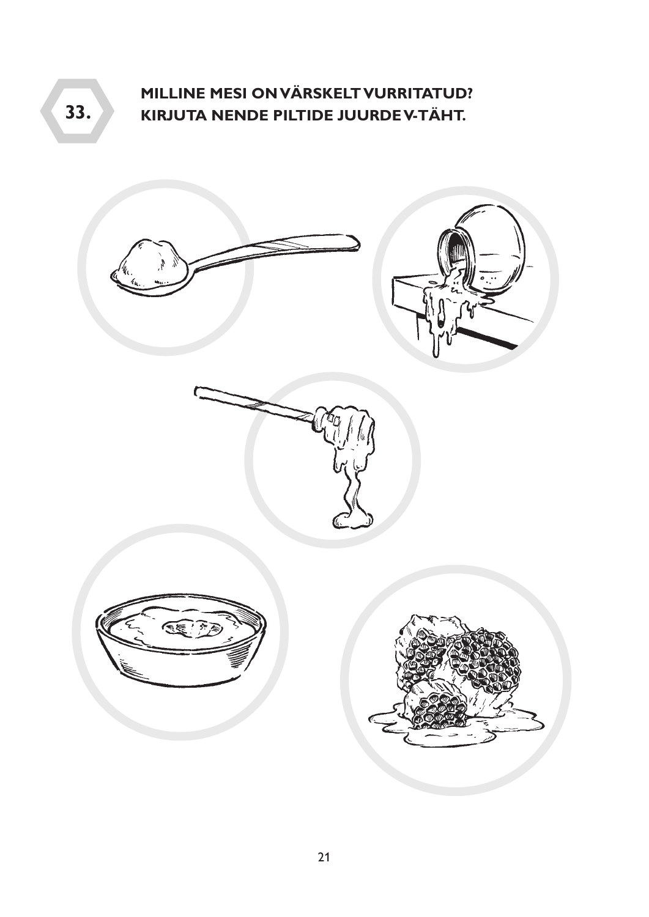## 33.

**MILLINE MESI ON VÄRSKELT VURRITATUD?**
**KIRJUTA NENDE PILTIDE JUURDE V-TÄHT.**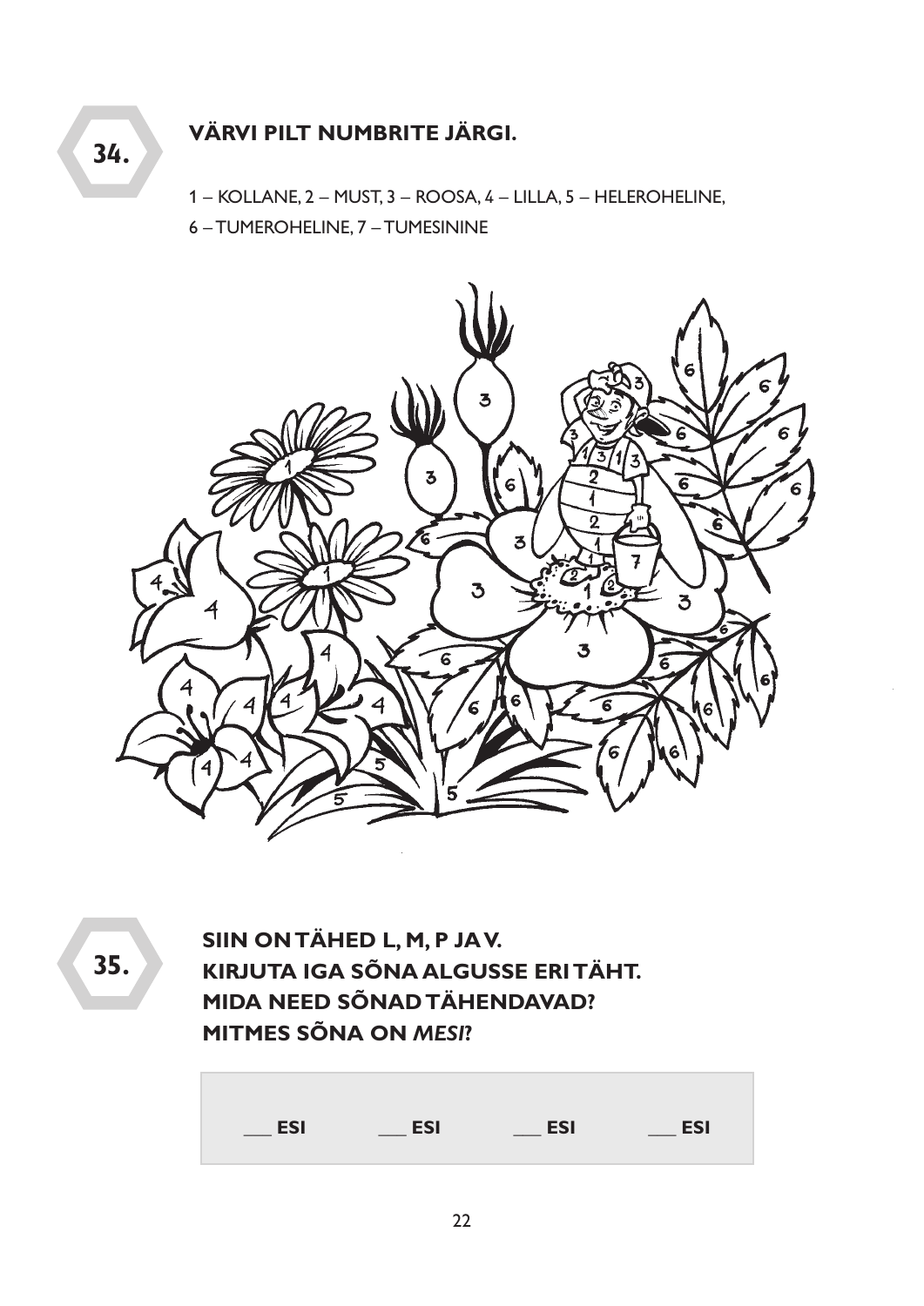## 34. VÄRVI PILT NUMBRITE JÄRGI.

1 – KOLLANE, 2 – MUST, 3 – ROOSA, 4 – LILLA, 5 – HELEROHELINE,
6 – TUMEROHELINE, 7 – TUMESININE

## 35. SIIN ON TÄHED L, M, P JA V. KIRJUTA IGA SÕNA ALGUSSE ERI TÄHT. MIDA NEED SÕNAD TÄHENDAVAD? MITMES SÕNA ON *MESI*?

___ ESI ___ ESI ___ ESI ___ ESI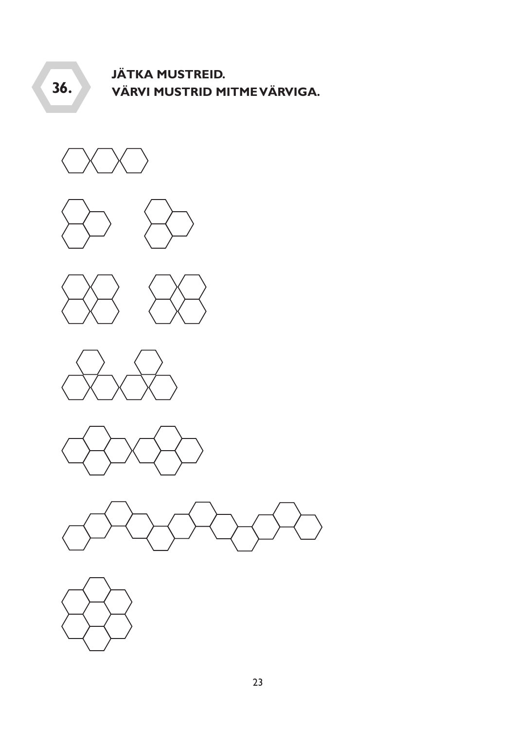**36.**

**JÄTKA MUSTREID.**
**VÄRVI MUSTRID MITME VÄRVIGA.**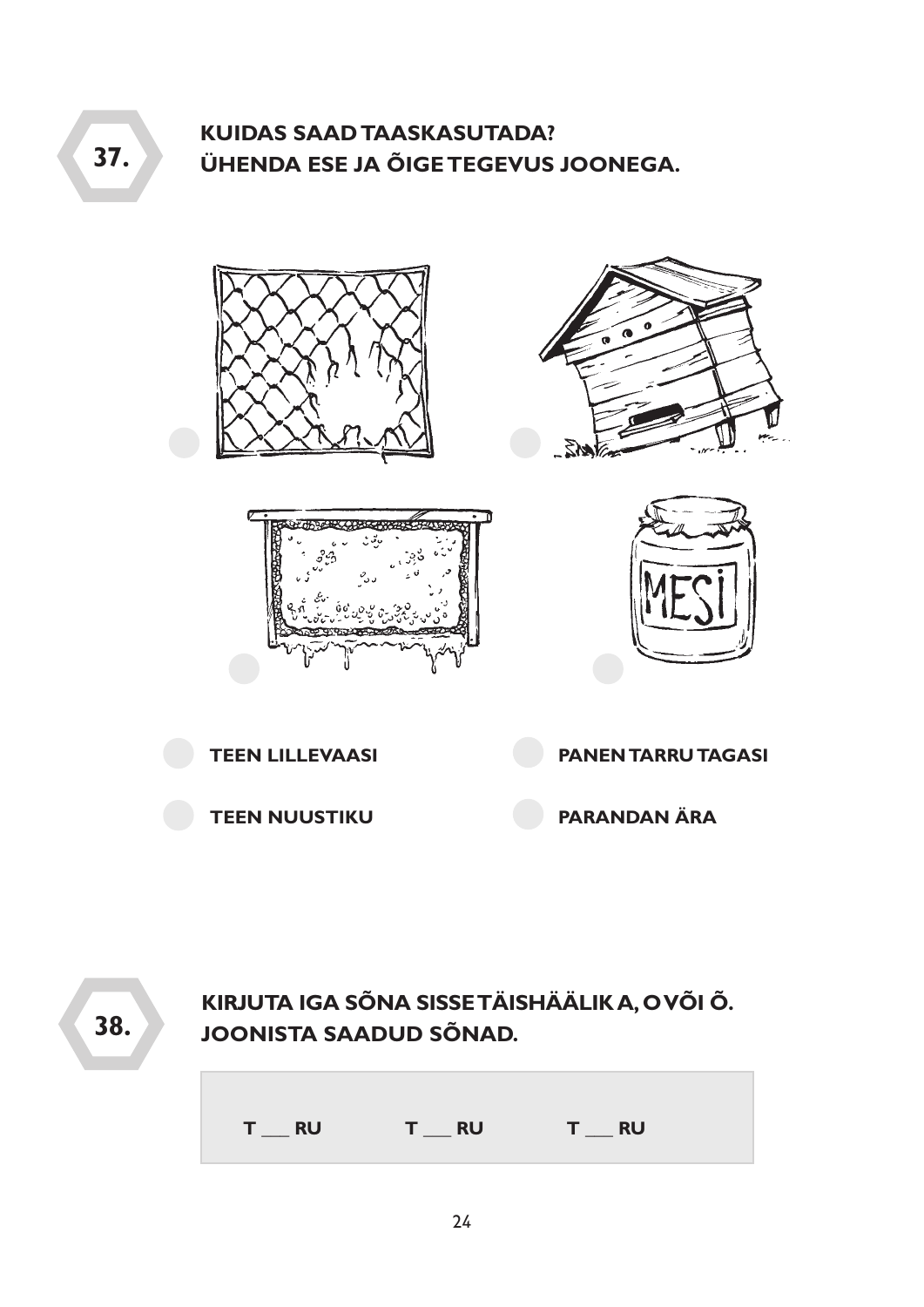## 37.

**KUIDAS SAAD TAASKASUTADA?**
**ÜHENDA ESE JA ÕIGE TEGEVUS JOONEGA.**

MESI

**TEEN LILLEVAASI**

**PANEN TARRU TAGASI**

**TEEN NUUSTIKU**

**PARANDAN ÄRA**

## 38.

**KIRJUTA IGA SÕNA SISSE TÄISHÄÄLIK A, O VÕI Õ.**
**JOONISTA SAADUD SÕNAD.**

**T ___ RU** **T ___ RU** **T ___ RU**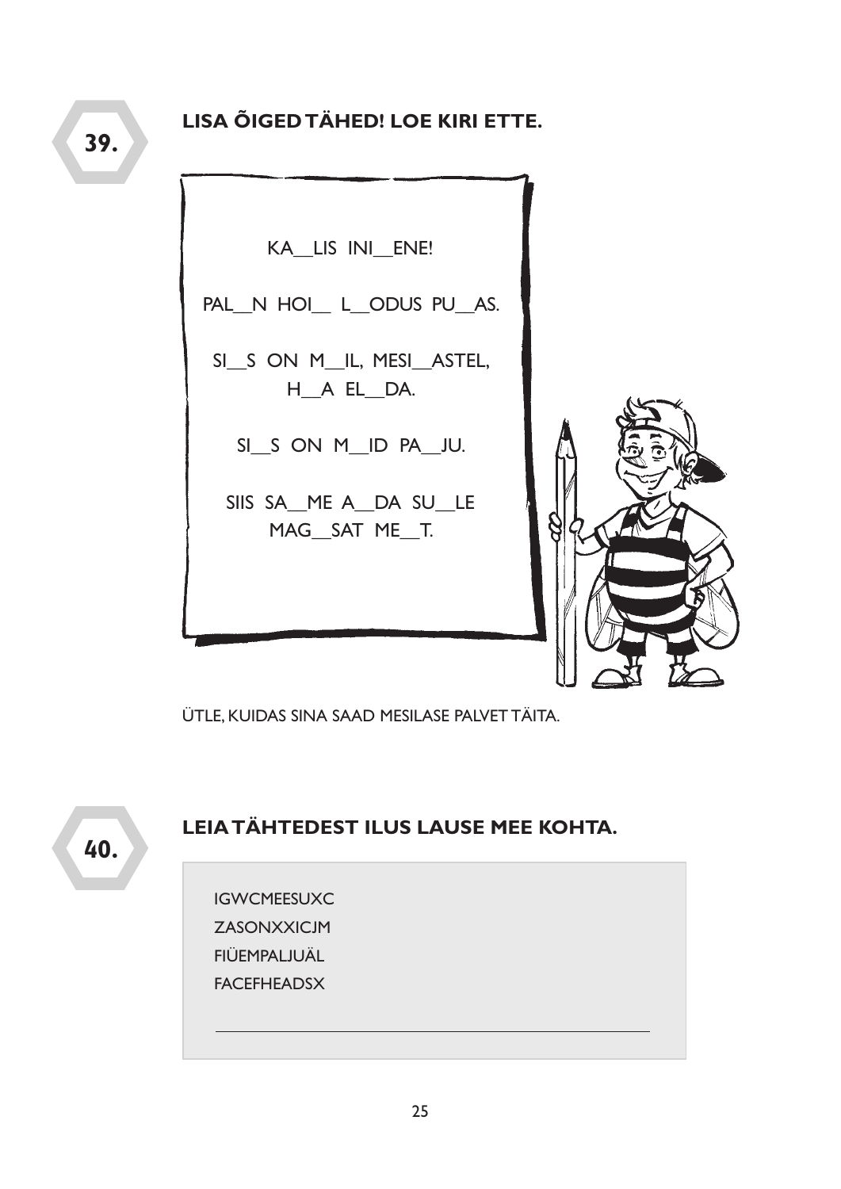## 39. LISA ÕIGED TÄHED! LOE KIRI ETTE.

KA__LIS INI__ENE!

PAL__N HOI__ L__ODUS PU__AS.

SI__S ON M__IL, MESI__ASTEL,
H__A EL__DA.

SI__S ON M__ID PA__JU.

SIIS SA__ME A__DA SU__LE
MAG__SAT ME__T.

ÜTLE, KUIDAS SINA SAAD MESILASE PALVET TÄITA.

## 40. LEIA TÄHTEDEST ILUS LAUSE MEE KOHTA.

IGWCMEESUXC
ZASONXXICJM
FIÜEMPALJUÄL
FACEFHEADSX

______________________________________________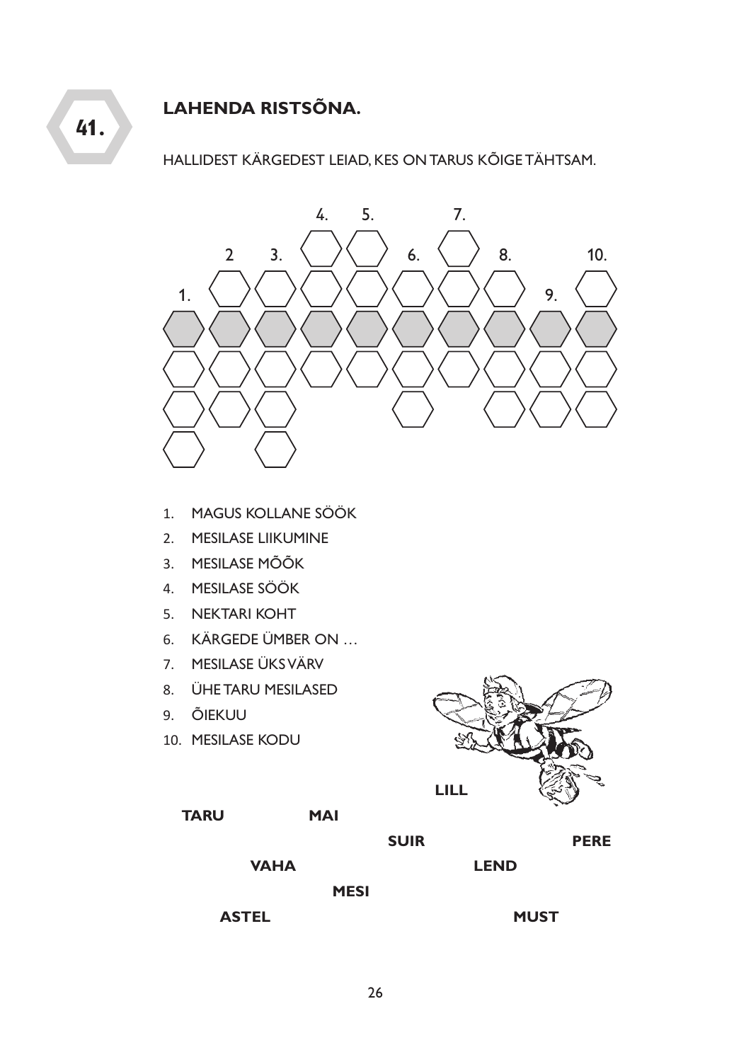## 41. LAHENDA RISTSÕNA.

HALLIDEST KÄRGEDEST LEIAD, KES ON TARUS KÕIGE TÄHTSAM.

1. MAGUS KOLLANE SÖÖK
2. MESILASE LIIKUMINE
3. MESILASE MÕÕK
4. MESILASE SÖÖK
5. NEKTARI KOHT
6. KÄRGEDE ÜMBER ON …
7. MESILASE ÜKS VÄRV
8. ÜHE TARU MESILASED
9. ÕIEKUU
10. MESILASE KODU

**LILL**

**TARU** **MAI**

**SUIR** **PERE**

**VAHA** **LEND**

**MESI**

**ASTEL** **MUST**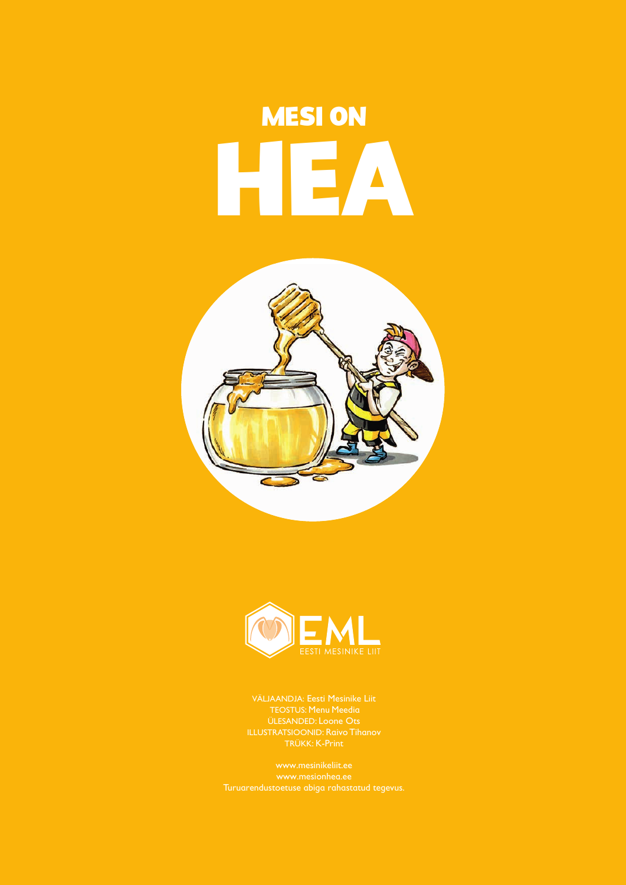# MESI ON HEA

EESTI MESINIKE LIIT

VÄLJAANDJA: Eesti Mesinike Liit
TEOSTUS: Menu Meedia
ÜLESANDED: Loone Ots
ILLUSTRATSIOONID: Raivo Tihanov
TRÜKK: K-Print

www.mesinikeliit.ee
www.mesionhea.ee
Turuarendustoetuse abiga rahastatud tegevus.